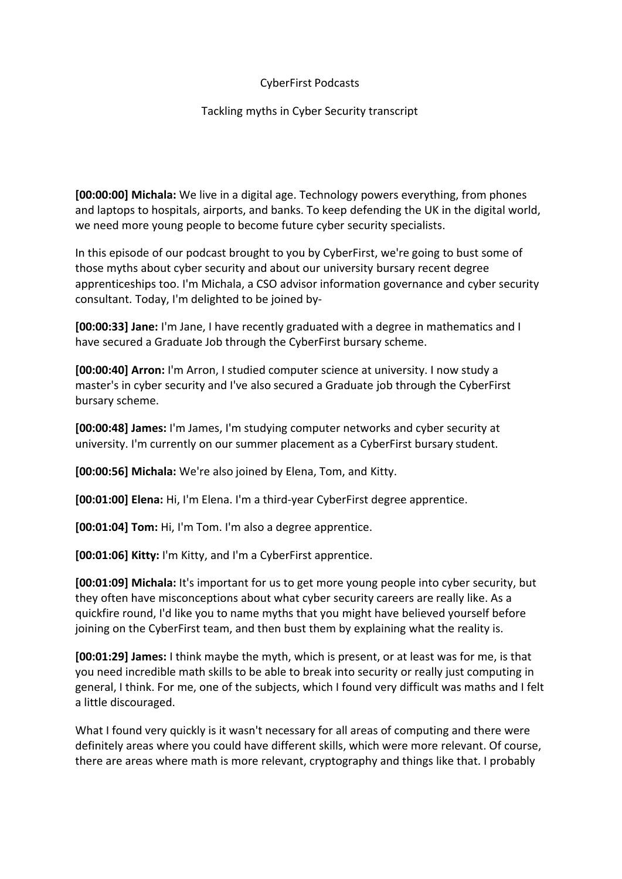CyberFirst Podcasts

Tackling myths in Cyber Security transcript

**[00:00:00] Michala:** We live in a digital age. Technology powers everything, from phones and laptops to hospitals, airports, and banks. To keep defending the UK in the digital world, we need more young people to become future cyber security specialists.

In this episode of our podcast brought to you by CyberFirst, we're going to bust some of those myths about cyber security and about our university bursary recent degree apprenticeships too. I'm Michala, a CSO advisor information governance and cyber security consultant. Today, I'm delighted to be joined by-

**[00:00:33] Jane:** I'm Jane, I have recently graduated with a degree in mathematics and I have secured a Graduate Job through the CyberFirst bursary scheme.

**[00:00:40] Arron:** I'm Arron, I studied computer science at university. I now study a master's in cyber security and I've also secured a Graduate job through the CyberFirst bursary scheme.

**[00:00:48] James:** I'm James, I'm studying computer networks and cyber security at university. I'm currently on our summer placement as a CyberFirst bursary student.

**[00:00:56] Michala:** We're also joined by Elena, Tom, and Kitty.

**[00:01:00] Elena:** Hi, I'm Elena. I'm a third-year CyberFirst degree apprentice.

**[00:01:04] Tom:** Hi, I'm Tom. I'm also a degree apprentice.

**[00:01:06] Kitty:** I'm Kitty, and I'm a CyberFirst apprentice.

**[00:01:09] Michala:** It's important for us to get more young people into cyber security, but they often have misconceptions about what cyber security careers are really like. As a quickfire round, I'd like you to name myths that you might have believed yourself before joining on the CyberFirst team, and then bust them by explaining what the reality is.

**[00:01:29] James:** I think maybe the myth, which is present, or at least was for me, is that you need incredible math skills to be able to break into security or really just computing in general, I think. For me, one of the subjects, which I found very difficult was maths and I felt a little discouraged.

What I found very quickly is it wasn't necessary for all areas of computing and there were definitely areas where you could have different skills, which were more relevant. Of course, there are areas where math is more relevant, cryptography and things like that. I probably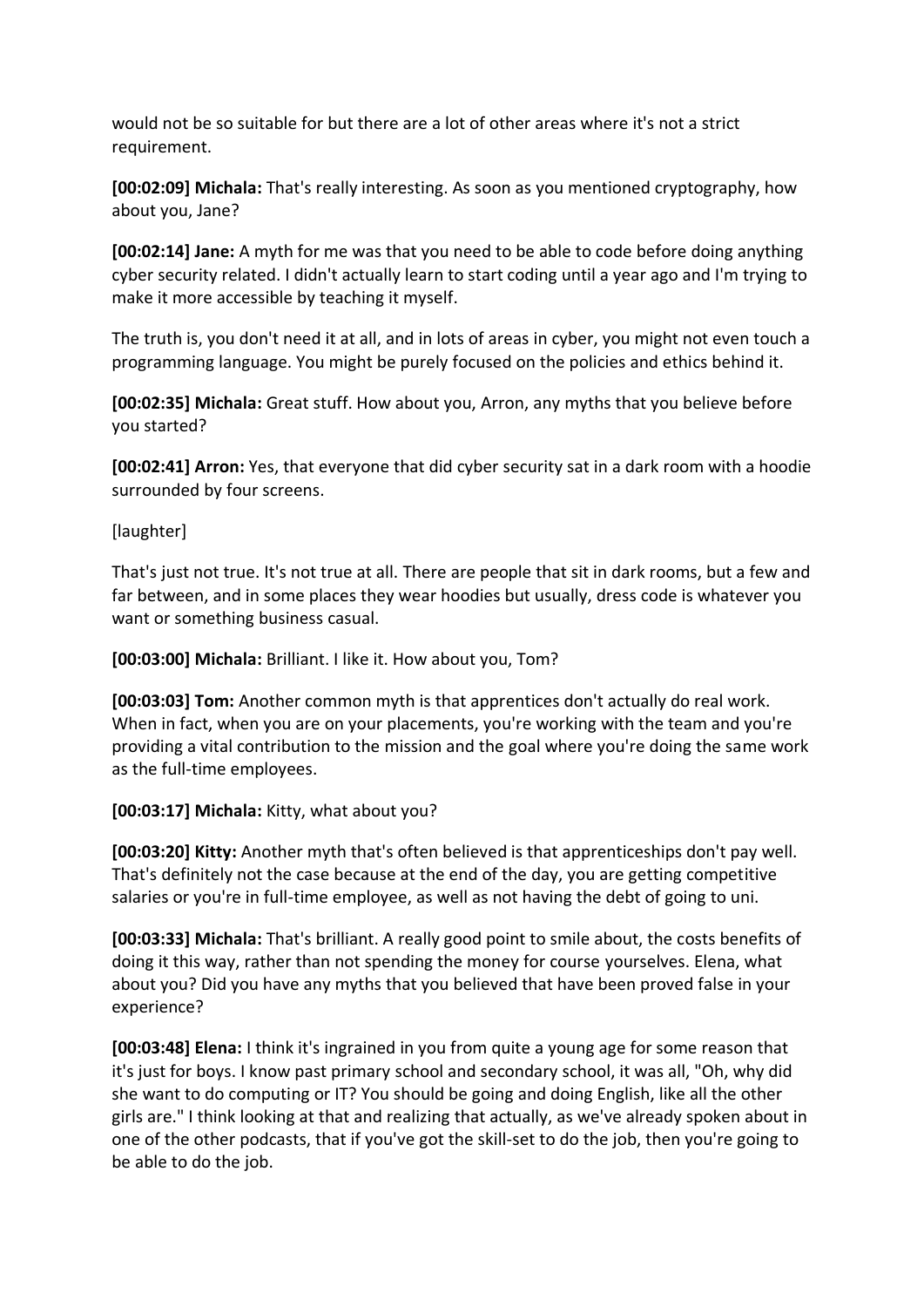would not be so suitable for but there are a lot of other areas where it's not a strict requirement.

**[00:02:09] Michala:** That's really interesting. As soon as you mentioned cryptography, how about you, Jane?

**[00:02:14] Jane:** A myth for me was that you need to be able to code before doing anything cyber security related. I didn't actually learn to start coding until a year ago and I'm trying to make it more accessible by teaching it myself.

The truth is, you don't need it at all, and in lots of areas in cyber, you might not even touch a programming language. You might be purely focused on the policies and ethics behind it.

**[00:02:35] Michala:** Great stuff. How about you, Arron, any myths that you believe before you started?

**[00:02:41] Arron:** Yes, that everyone that did cyber security sat in a dark room with a hoodie surrounded by four screens.

[laughter]

That's just not true. It's not true at all. There are people that sit in dark rooms, but a few and far between, and in some places they wear hoodies but usually, dress code is whatever you want or something business casual.

**[00:03:00] Michala:** Brilliant. I like it. How about you, Tom?

**[00:03:03] Tom:** Another common myth is that apprentices don't actually do real work. When in fact, when you are on your placements, you're working with the team and you're providing a vital contribution to the mission and the goal where you're doing the same work as the full-time employees.

**[00:03:17] Michala:** Kitty, what about you?

**[00:03:20] Kitty:** Another myth that's often believed is that apprenticeships don't pay well. That's definitely not the case because at the end of the day, you are getting competitive salaries or you're in full-time employee, as well as not having the debt of going to uni.

**[00:03:33] Michala:** That's brilliant. A really good point to smile about, the costs benefits of doing it this way, rather than not spending the money for course yourselves. Elena, what about you? Did you have any myths that you believed that have been proved false in your experience?

**[00:03:48] Elena:** I think it's ingrained in you from quite a young age for some reason that it's just for boys. I know past primary school and secondary school, it was all, "Oh, why did she want to do computing or IT? You should be going and doing English, like all the other girls are." I think looking at that and realizing that actually, as we've already spoken about in one of the other podcasts, that if you've got the skill-set to do the job, then you're going to be able to do the job.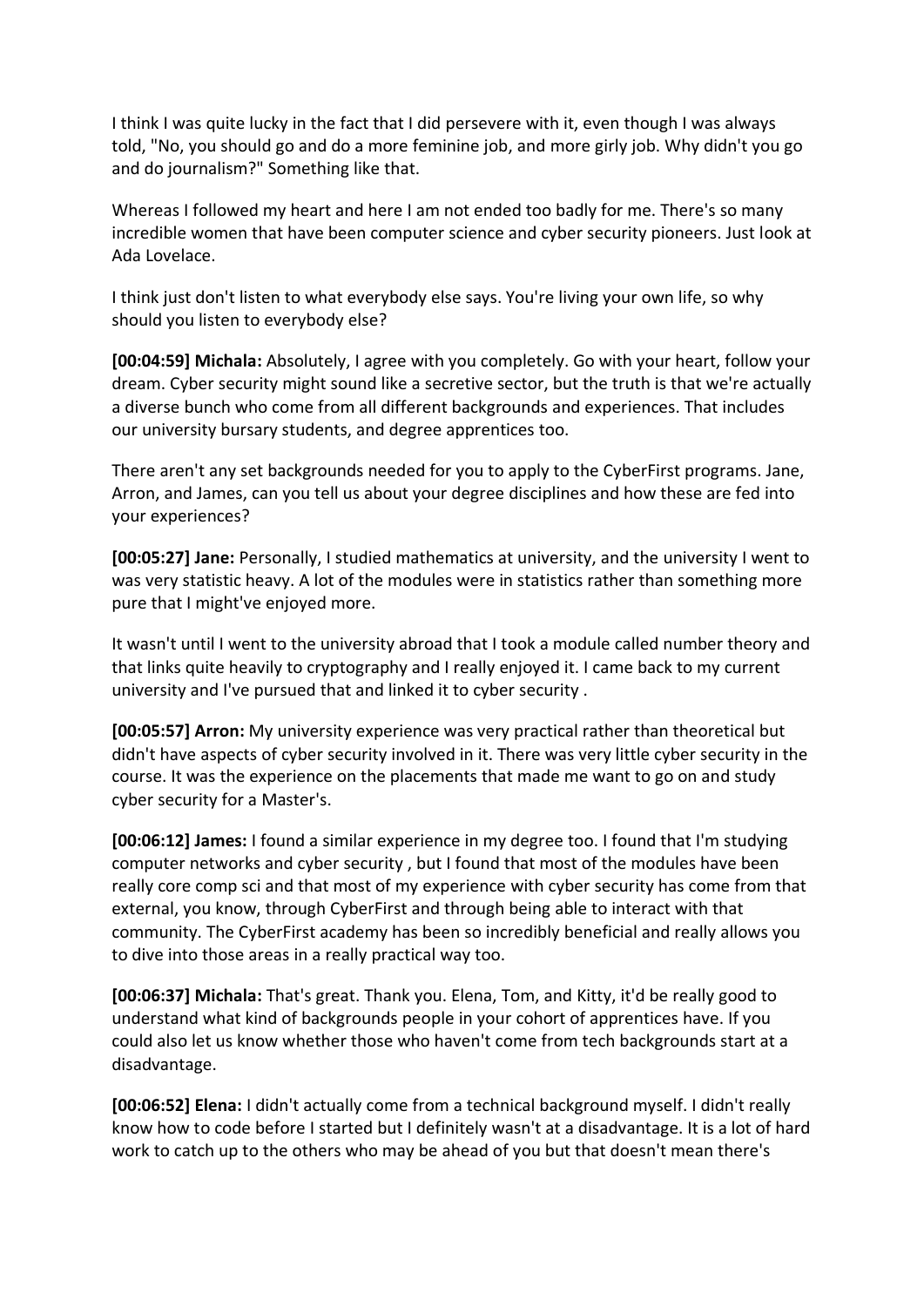I think I was quite lucky in the fact that I did persevere with it, even though I was always told, "No, you should go and do a more feminine job, and more girly job. Why didn't you go and do journalism?" Something like that.

Whereas I followed my heart and here I am not ended too badly for me. There's so many incredible women that have been computer science and cyber security pioneers. Just look at Ada Lovelace.

I think just don't listen to what everybody else says. You're living your own life, so why should you listen to everybody else?

**[00:04:59] Michala:** Absolutely, I agree with you completely. Go with your heart, follow your dream. Cyber security might sound like a secretive sector, but the truth is that we're actually a diverse bunch who come from all different backgrounds and experiences. That includes our university bursary students, and degree apprentices too.

There aren't any set backgrounds needed for you to apply to the CyberFirst programs. Jane, Arron, and James, can you tell us about your degree disciplines and how these are fed into your experiences?

**[00:05:27] Jane:** Personally, I studied mathematics at university, and the university I went to was very statistic heavy. A lot of the modules were in statistics rather than something more pure that I might've enjoyed more.

It wasn't until I went to the university abroad that I took a module called number theory and that links quite heavily to cryptography and I really enjoyed it. I came back to my current university and I've pursued that and linked it to cyber security .

**[00:05:57] Arron:** My university experience was very practical rather than theoretical but didn't have aspects of cyber security involved in it. There was very little cyber security in the course. It was the experience on the placements that made me want to go on and study cyber security for a Master's.

**[00:06:12] James:** I found a similar experience in my degree too. I found that I'm studying computer networks and cyber security , but I found that most of the modules have been really core comp sci and that most of my experience with cyber security has come from that external, you know, through CyberFirst and through being able to interact with that community. The CyberFirst academy has been so incredibly beneficial and really allows you to dive into those areas in a really practical way too.

**[00:06:37] Michala:** That's great. Thank you. Elena, Tom, and Kitty, it'd be really good to understand what kind of backgrounds people in your cohort of apprentices have. If you could also let us know whether those who haven't come from tech backgrounds start at a disadvantage.

**[00:06:52] Elena:** I didn't actually come from a technical background myself. I didn't really know how to code before I started but I definitely wasn't at a disadvantage. It is a lot of hard work to catch up to the others who may be ahead of you but that doesn't mean there's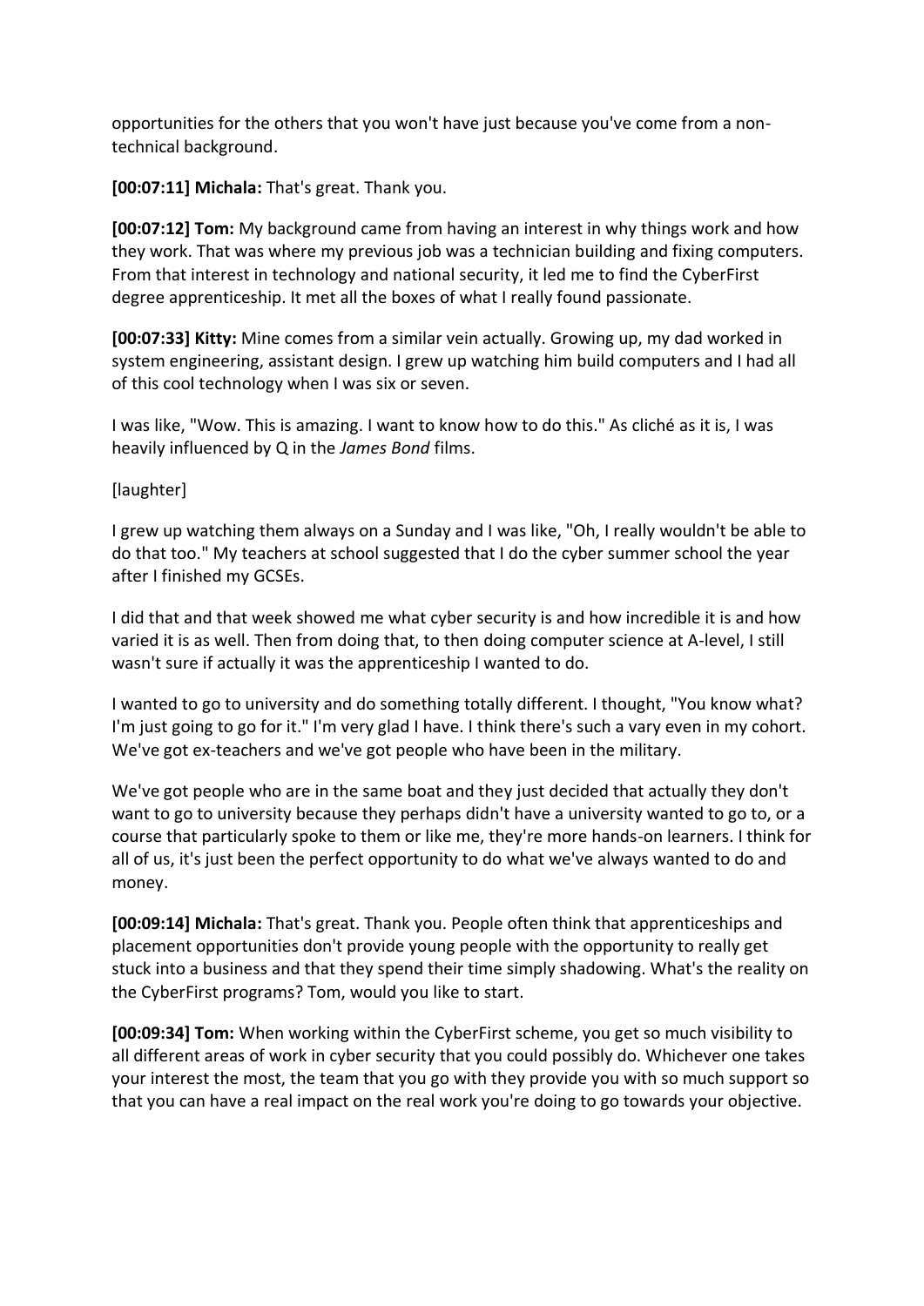opportunities for the others that you won't have just because you've come from a non-technical background.

**[00:07:11] Michala:** That's great. Thank you.

**[00:07:12] Tom:** My background came from having an interest in why things work and how they work. That was where my previous job was a technician building and fixing computers. From that interest in technology and national security, it led me to find the CyberFirst degree apprenticeship. It met all the boxes of what I really found passionate.

**[00:07:33] Kitty:** Mine comes from a similar vein actually. Growing up, my dad worked in system engineering, assistant design. I grew up watching him build computers and I had all of this cool technology when I was six or seven.

I was like, "Wow. This is amazing. I want to know how to do this." As cliché as it is, I was heavily influenced by Q in the *James Bond* films.

[laughter]

I grew up watching them always on a Sunday and I was like, "Oh, I really wouldn't be able to do that too." My teachers at school suggested that I do the cyber summer school the year after I finished my GCSEs.

I did that and that week showed me what cyber security is and how incredible it is and how varied it is as well. Then from doing that, to then doing computer science at A-level, I still wasn't sure if actually it was the apprenticeship I wanted to do.

I wanted to go to university and do something totally different. I thought, "You know what? I'm just going to go for it." I'm very glad I have. I think there's such a vary even in my cohort. We've got ex-teachers and we've got people who have been in the military.

We've got people who are in the same boat and they just decided that actually they don't want to go to university because they perhaps didn't have a university wanted to go to, or a course that particularly spoke to them or like me, they're more hands-on learners. I think for all of us, it's just been the perfect opportunity to do what we've always wanted to do and money.

**[00:09:14] Michala:** That's great. Thank you. People often think that apprenticeships and placement opportunities don't provide young people with the opportunity to really get stuck into a business and that they spend their time simply shadowing. What's the reality on the CyberFirst programs? Tom, would you like to start.

**[00:09:34] Tom:** When working within the CyberFirst scheme, you get so much visibility to all different areas of work in cyber security that you could possibly do. Whichever one takes your interest the most, the team that you go with they provide you with so much support so that you can have a real impact on the real work you're doing to go towards your objective.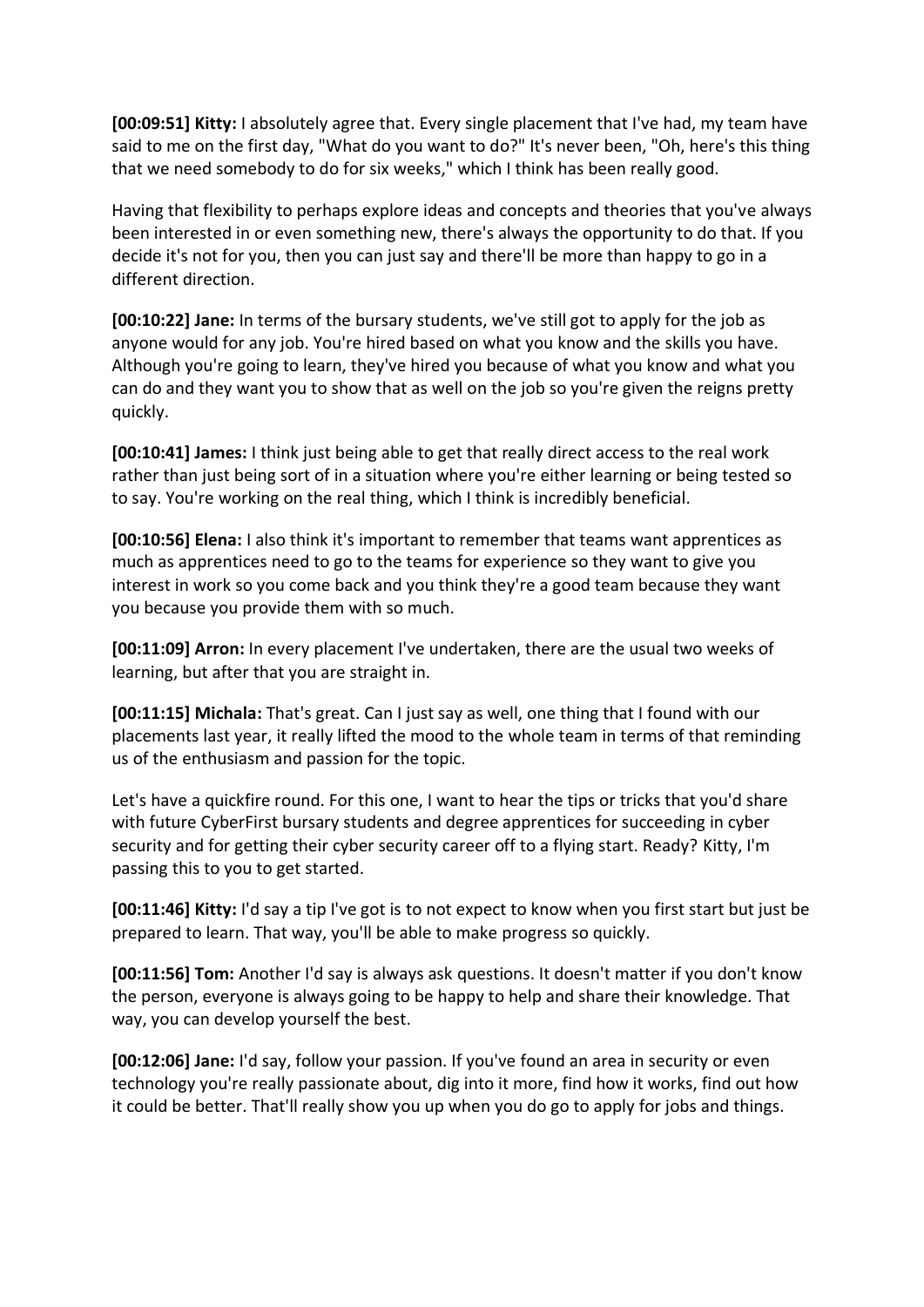**[00:09:51] Kitty:** I absolutely agree that. Every single placement that I've had, my team have said to me on the first day, "What do you want to do?" It's never been, "Oh, here's this thing that we need somebody to do for six weeks," which I think has been really good.

Having that flexibility to perhaps explore ideas and concepts and theories that you've always been interested in or even something new, there's always the opportunity to do that. If you decide it's not for you, then you can just say and there'll be more than happy to go in a different direction.

**[00:10:22] Jane:** In terms of the bursary students, we've still got to apply for the job as anyone would for any job. You're hired based on what you know and the skills you have. Although you're going to learn, they've hired you because of what you know and what you can do and they want you to show that as well on the job so you're given the reigns pretty quickly.

**[00:10:41] James:** I think just being able to get that really direct access to the real work rather than just being sort of in a situation where you're either learning or being tested so to say. You're working on the real thing, which I think is incredibly beneficial.

**[00:10:56] Elena:** I also think it's important to remember that teams want apprentices as much as apprentices need to go to the teams for experience so they want to give you interest in work so you come back and you think they're a good team because they want you because you provide them with so much.

**[00:11:09] Arron:** In every placement I've undertaken, there are the usual two weeks of learning, but after that you are straight in.

**[00:11:15] Michala:** That's great. Can I just say as well, one thing that I found with our placements last year, it really lifted the mood to the whole team in terms of that reminding us of the enthusiasm and passion for the topic.

Let's have a quickfire round. For this one, I want to hear the tips or tricks that you'd share with future CyberFirst bursary students and degree apprentices for succeeding in cyber security and for getting their cyber security career off to a flying start. Ready? Kitty, I'm passing this to you to get started.

**[00:11:46] Kitty:** I'd say a tip I've got is to not expect to know when you first start but just be prepared to learn. That way, you'll be able to make progress so quickly.

**[00:11:56] Tom:** Another I'd say is always ask questions. It doesn't matter if you don't know the person, everyone is always going to be happy to help and share their knowledge. That way, you can develop yourself the best.

**[00:12:06] Jane:** I'd say, follow your passion. If you've found an area in security or even technology you're really passionate about, dig into it more, find how it works, find out how it could be better. That'll really show you up when you do go to apply for jobs and things.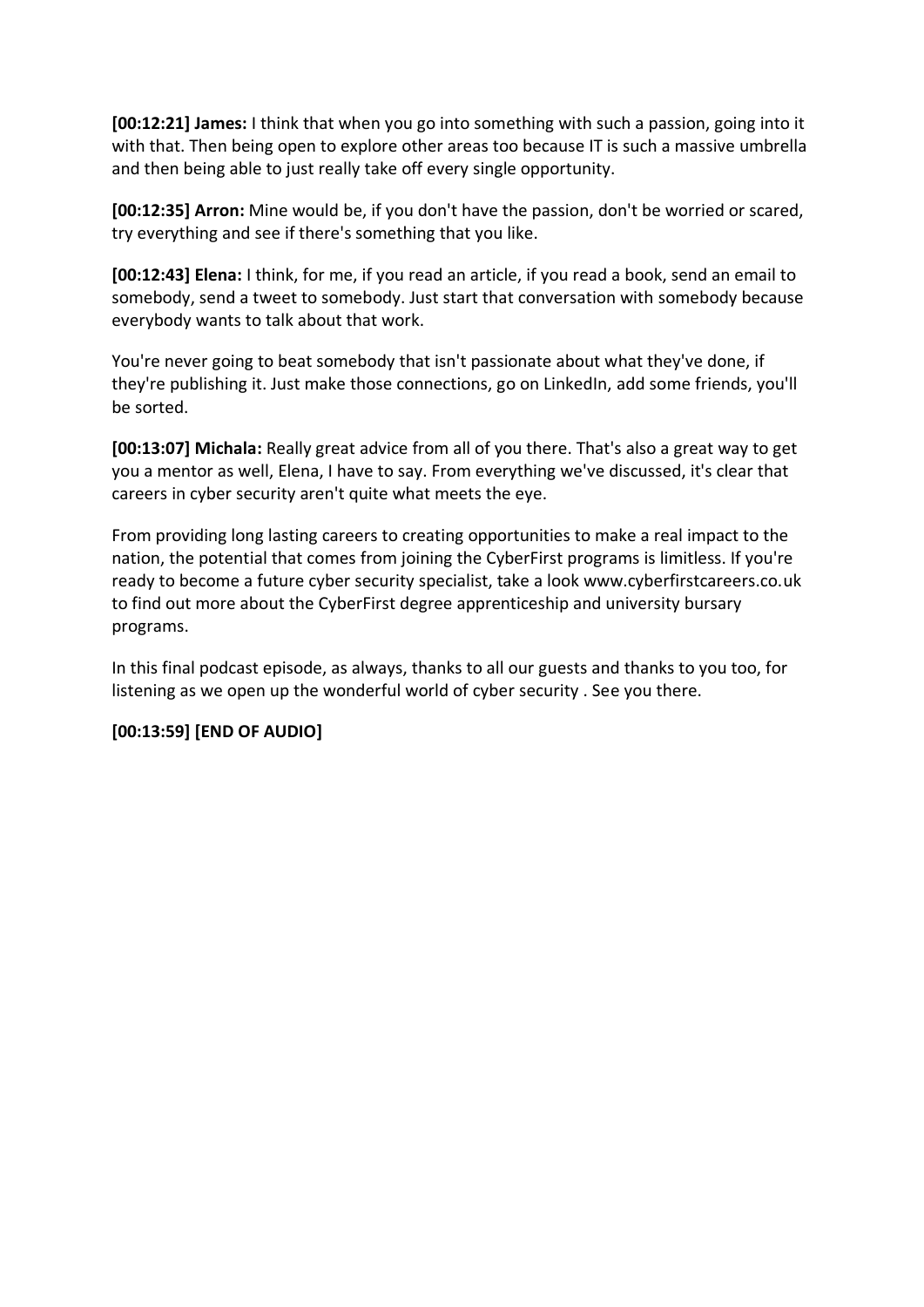**[00:12:21] James:** I think that when you go into something with such a passion, going into it with that. Then being open to explore other areas too because IT is such a massive umbrella and then being able to just really take off every single opportunity.

**[00:12:35] Arron:** Mine would be, if you don't have the passion, don't be worried or scared, try everything and see if there's something that you like.

**[00:12:43] Elena:** I think, for me, if you read an article, if you read a book, send an email to somebody, send a tweet to somebody. Just start that conversation with somebody because everybody wants to talk about that work.

You're never going to beat somebody that isn't passionate about what they've done, if they're publishing it. Just make those connections, go on LinkedIn, add some friends, you'll be sorted.

**[00:13:07] Michala:** Really great advice from all of you there. That's also a great way to get you a mentor as well, Elena, I have to say. From everything we've discussed, it's clear that careers in cyber security aren't quite what meets the eye.

From providing long lasting careers to creating opportunities to make a real impact to the nation, the potential that comes from joining the CyberFirst programs is limitless. If you're ready to become a future cyber security specialist, take a look www.cyberfirstcareers.co.uk to find out more about the CyberFirst degree apprenticeship and university bursary programs.

In this final podcast episode, as always, thanks to all our guests and thanks to you too, for listening as we open up the wonderful world of cyber security . See you there.

**[00:13:59] [END OF AUDIO]**